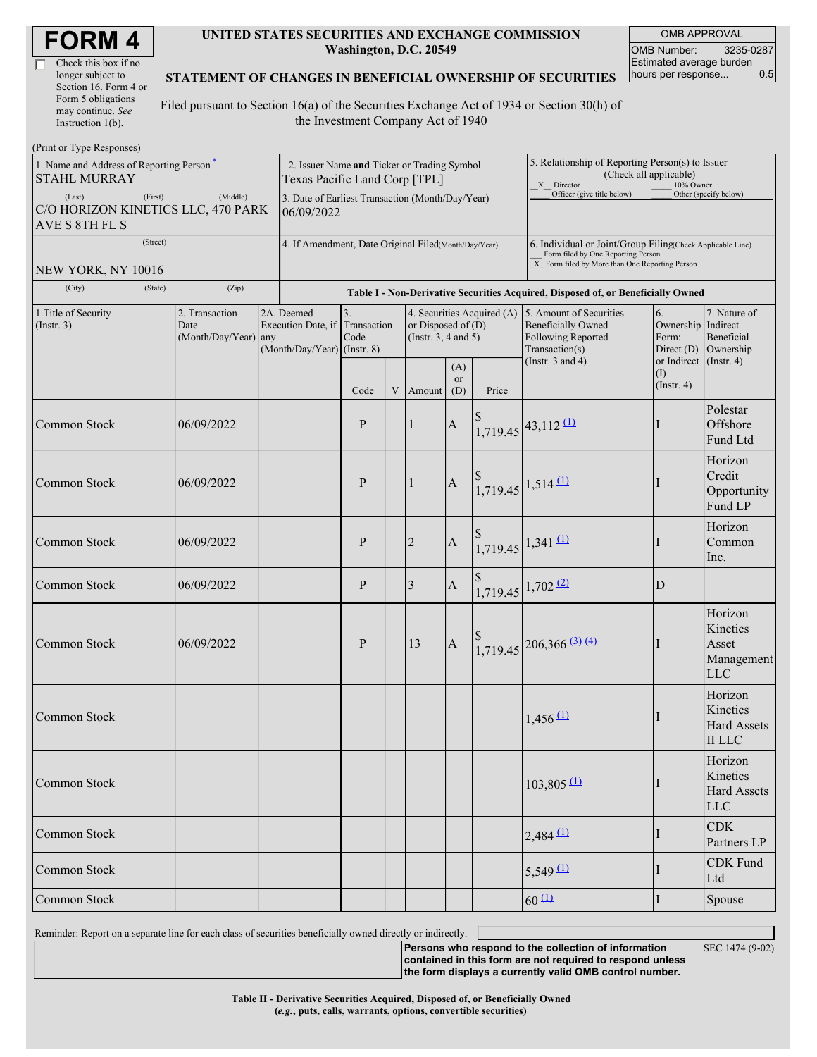# FORM 4

☐ Check this box if no longer subject to Section 16. Form 4 or Form 5 obligations may continue. *See* Instruction 1(b).

**UNITED STATES SECURITIES AND EXCHANGE COMMISSION**
**Washington, D.C. 20549**

**STATEMENT OF CHANGES IN BENEFICIAL OWNERSHIP OF SECURITIES**

Filed pursuant to Section 16(a) of the Securities Exchange Act of 1934 or Section 30(h) of the Investment Company Act of 1940

| OMB APPROVAL | |
|---|---|
| OMB Number: | 3235-0287 |
| Estimated average burden hours per response... | 0.5 |

(Print or Type Responses)

1. Name and Address of Reporting Person*
STAHL MURRAY
(Last) (First) (Middle)
C/O HORIZON KINETICS LLC, 470 PARK AVE S 8TH FL S
(Street)
NEW YORK, NY 10016
(City) (State) (Zip)

2. Issuer Name **and** Ticker or Trading Symbol
Texas Pacific Land Corp [TPL]

3. Date of Earliest Transaction (Month/Day/Year)
06/09/2022

4. If Amendment, Date Original Filed (Month/Day/Year)

5. Relationship of Reporting Person(s) to Issuer (Check all applicable)
_X_ Director ___ 10% Owner
___ Officer (give title below) ___ Other (specify below)

6. Individual or Joint/Group Filing (Check Applicable Line)
___ Form filed by One Reporting Person
_X_ Form filed by More than One Reporting Person

**Table I - Non-Derivative Securities Acquired, Disposed of, or Beneficially Owned**

| 1.Title of Security (Instr. 3) | 2. Transaction Date (Month/Day/Year) | 2A. Deemed Execution Date, if any (Month/Day/Year) | 3. Transaction Code (Instr. 8) | | 4. Securities Acquired (A) or Disposed of (D) (Instr. 3, 4 and 5) | | | 5. Amount of Securities Beneficially Owned Following Reported Transaction(s) (Instr. 3 and 4) | 6. Ownership Form: Direct (D) or Indirect (I) (Instr. 4) | 7. Nature of Indirect Beneficial Ownership (Instr. 4) |
|---|---|---|---|---|---|---|---|---|---|---|
| | | | Code | V | Amount | (A) or (D) | Price | | | |
| Common Stock | 06/09/2022 | | P | | 1 | A | $ 1,719.45 | 43,112 (1) | I | Polestar Offshore Fund Ltd |
| Common Stock | 06/09/2022 | | P | | 1 | A | $ 1,719.45 | 1,514 (1) | I | Horizon Credit Opportunity Fund LP |
| Common Stock | 06/09/2022 | | P | | 2 | A | $ 1,719.45 | 1,341 (1) | I | Horizon Common Inc. |
| Common Stock | 06/09/2022 | | P | | 3 | A | $ 1,719.45 | 1,702 (2) | D | |
| Common Stock | 06/09/2022 | | P | | 13 | A | $ 1,719.45 | 206,366 (3) (4) | I | Horizon Kinetics Asset Management LLC |
| Common Stock | | | | | | | | 1,456 (1) | I | Horizon Kinetics Hard Assets II LLC |
| Common Stock | | | | | | | | 103,805 (1) | I | Horizon Kinetics Hard Assets LLC |
| Common Stock | | | | | | | | 2,484 (1) | I | CDK Partners LP |
| Common Stock | | | | | | | | 5,549 (1) | I | CDK Fund Ltd |
| Common Stock | | | | | | | | 60 (1) | I | Spouse |

Reminder: Report on a separate line for each class of securities beneficially owned directly or indirectly.

**Persons who respond to the collection of information contained in this form are not required to respond unless the form displays a currently valid OMB control number.**

SEC 1474 (9-02)

**Table II - Derivative Securities Acquired, Disposed of, or Beneficially Owned**
**(*e.g.*, puts, calls, warrants, options, convertible securities)**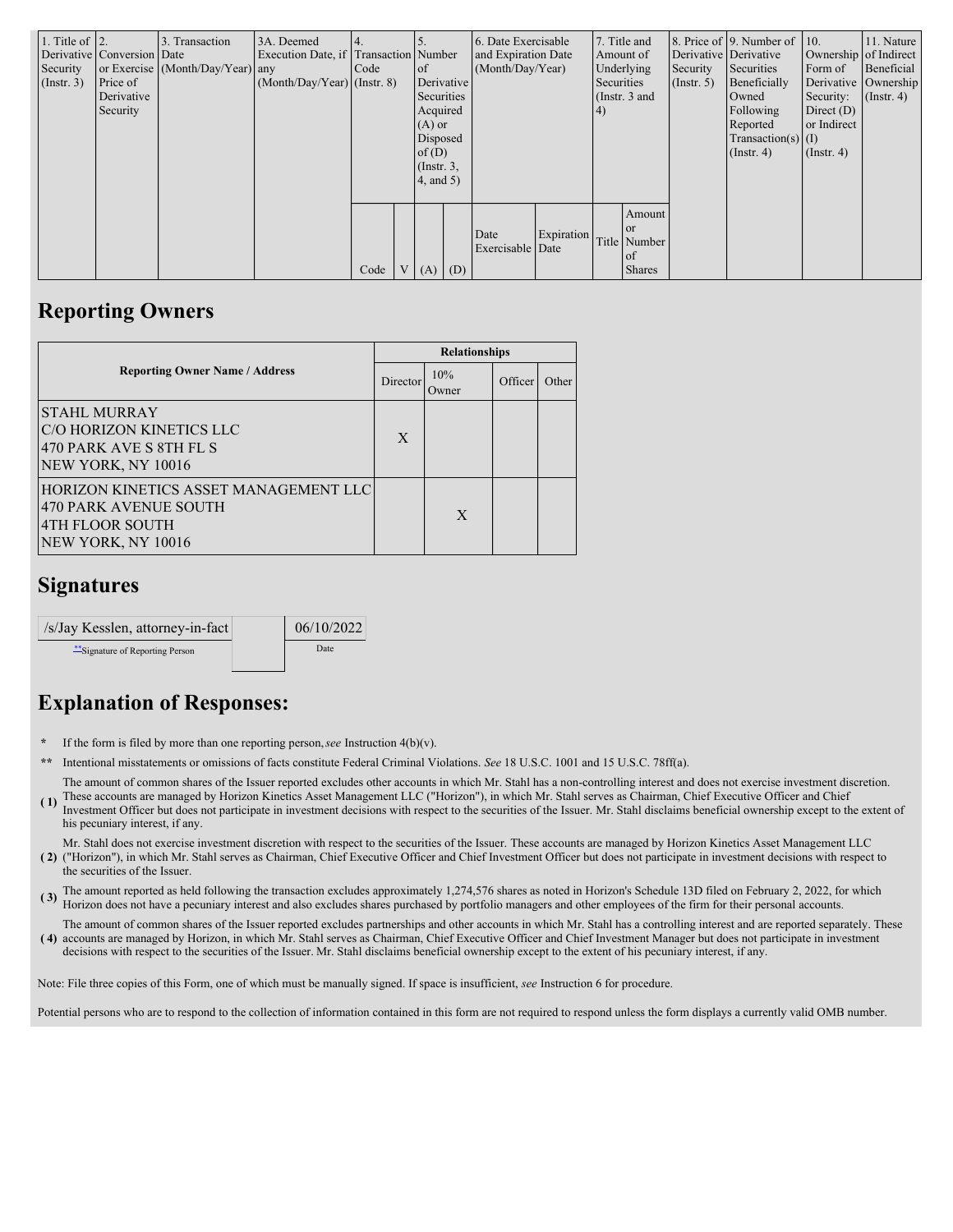| 1. Title of Derivative Security (Instr. 3) | 2. Conversion or Exercise Price of Derivative Security | 3. Transaction Date (Month/Day/Year) | 3A. Deemed Execution Date, if any (Month/Day/Year) | 4. Transaction Code (Instr. 8) | | 5. Number of Derivative Securities Acquired (A) or Disposed of (D) (Instr. 3, 4, and 5) | | 6. Date Exercisable and Expiration Date (Month/Day/Year) | | 7. Title and Amount of Underlying Securities (Instr. 3 and 4) | | 8. Price of Derivative Security (Instr. 5) | 9. Number of Derivative Securities Beneficially Owned Following Reported Transaction(s) (Instr. 4) | 10. Ownership Form of Derivative Security: Direct (D) or Indirect (I) (Instr. 4) | 11. Nature of Indirect Beneficial Ownership (Instr. 4) |
|---|---|---|---|---|---|---|---|---|---|---|---|---|---|---|---|
| | | | | Code | V | (A) | (D) | Date Exercisable | Expiration Date | Title | Amount or Number of Shares | | | | |

## Reporting Owners

| Reporting Owner Name / Address | Relationships | | | |
|---|---|---|---|---|
| | Director | 10% Owner | Officer | Other |
| STAHL MURRAY<br>C/O HORIZON KINETICS LLC<br>470 PARK AVE S 8TH FL S<br>NEW YORK, NY 10016 | X | | | |
| HORIZON KINETICS ASSET MANAGEMENT LLC<br>470 PARK AVENUE SOUTH<br>4TH FLOOR SOUTH<br>NEW YORK, NY 10016 | | X | | |

## Signatures

| /s/Jay Kesslen, attorney-in-fact | | 06/10/2022 |
|---|---|---|
| **Signature of Reporting Person | | Date |

## Explanation of Responses:

\* If the form is filed by more than one reporting person, *see* Instruction 4(b)(v).

** Intentional misstatements or omissions of facts constitute Federal Criminal Violations. *See* 18 U.S.C. 1001 and 15 U.S.C. 78ff(a).

(1) The amount of common shares of the Issuer reported excludes other accounts in which Mr. Stahl has a non-controlling interest and does not exercise investment discretion. These accounts are managed by Horizon Kinetics Asset Management LLC ("Horizon"), in which Mr. Stahl serves as Chairman, Chief Executive Officer and Chief Investment Officer but does not participate in investment decisions with respect to the securities of the Issuer. Mr. Stahl disclaims beneficial ownership except to the extent of his pecuniary interest, if any.

(2) Mr. Stahl does not exercise investment discretion with respect to the securities of the Issuer. These accounts are managed by Horizon Kinetics Asset Management LLC ("Horizon"), in which Mr. Stahl serves as Chairman, Chief Executive Officer and Chief Investment Officer but does not participate in investment decisions with respect to the securities of the Issuer.

(3) The amount reported as held following the transaction excludes approximately 1,274,576 shares as noted in Horizon's Schedule 13D filed on February 2, 2022, for which Horizon does not have a pecuniary interest and also excludes shares purchased by portfolio managers and other employees of the firm for their personal accounts.

(4) The amount of common shares of the Issuer reported excludes partnerships and other accounts in which Mr. Stahl has a controlling interest and are reported separately. These accounts are managed by Horizon, in which Mr. Stahl serves as Chairman, Chief Executive Officer and Chief Investment Manager but does not participate in investment decisions with respect to the securities of the Issuer. Mr. Stahl disclaims beneficial ownership except to the extent of his pecuniary interest, if any.

Note: File three copies of this Form, one of which must be manually signed. If space is insufficient, *see* Instruction 6 for procedure.

Potential persons who are to respond to the collection of information contained in this form are not required to respond unless the form displays a currently valid OMB number.